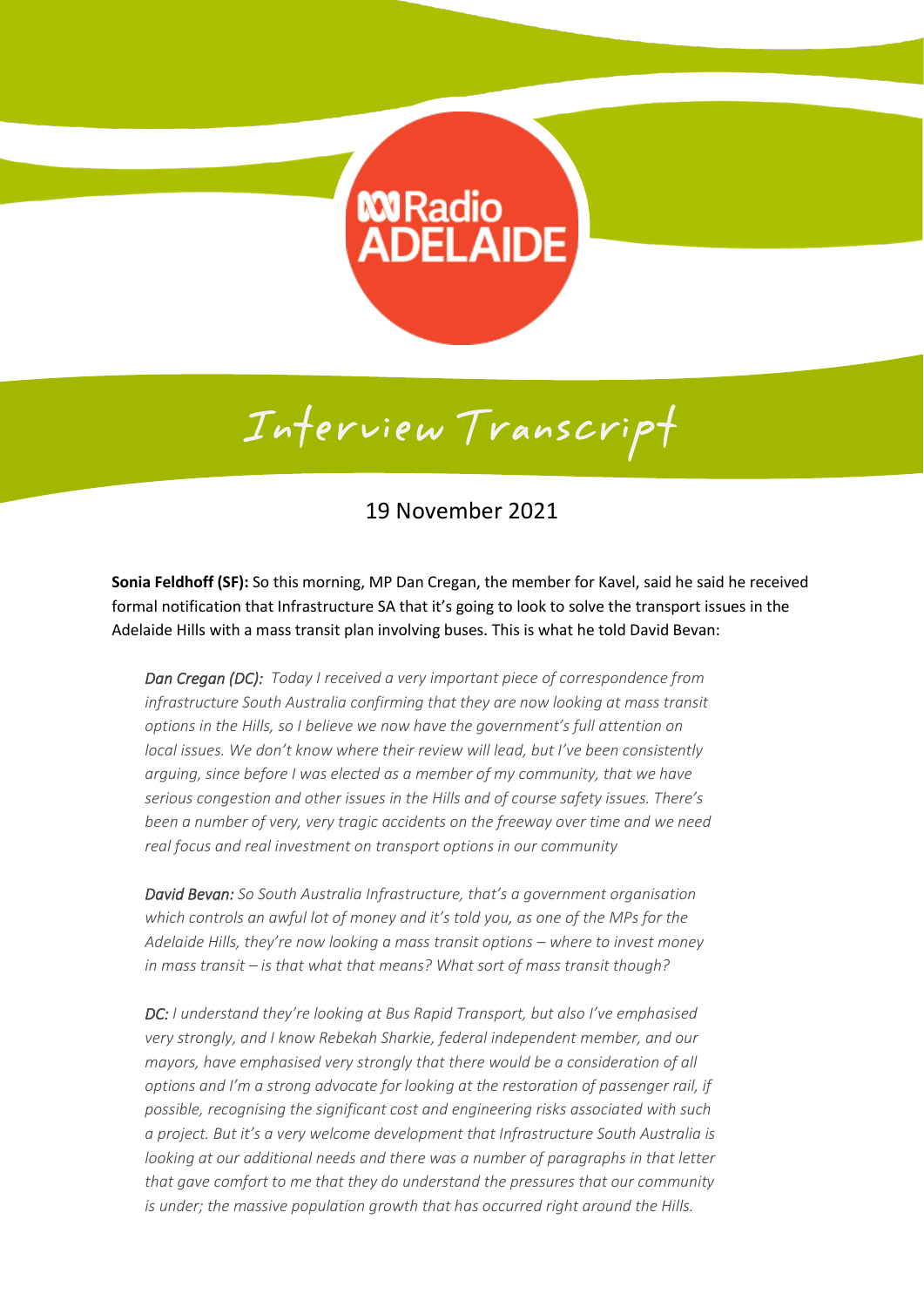ABC Radio ADELAIDE

# Interview Transcript

## 19 November 2021

**Sonia Feldhoff (SF):** So this morning, MP Dan Cregan, the member for Kavel, said he said he received formal notification that Infrastructure SA that it's going to look to solve the transport issues in the Adelaide Hills with a mass transit plan involving buses. This is what he told David Bevan:

> ***Dan Cregan (DC):*** *Today I received a very important piece of correspondence from infrastructure South Australia confirming that they are now looking at mass transit options in the Hills, so I believe we now have the government's full attention on local issues. We don't know where their review will lead, but I've been consistently arguing, since before I was elected as a member of my community, that we have serious congestion and other issues in the Hills and of course safety issues. There's been a number of very, very tragic accidents on the freeway over time and we need real focus and real investment on transport options in our community*
>
> ***David Bevan:*** *So South Australia Infrastructure, that's a government organisation which controls an awful lot of money and it's told you, as one of the MPs for the Adelaide Hills, they're now looking a mass transit options – where to invest money in mass transit – is that what that means? What sort of mass transit though?*
>
> ***DC:*** *I understand they're looking at Bus Rapid Transport, but also I've emphasised very strongly, and I know Rebekah Sharkie, federal independent member, and our mayors, have emphasised very strongly that there would be a consideration of all options and I'm a strong advocate for looking at the restoration of passenger rail, if possible, recognising the significant cost and engineering risks associated with such a project. But it's a very welcome development that Infrastructure South Australia is looking at our additional needs and there was a number of paragraphs in that letter that gave comfort to me that they do understand the pressures that our community is under; the massive population growth that has occurred right around the Hills.*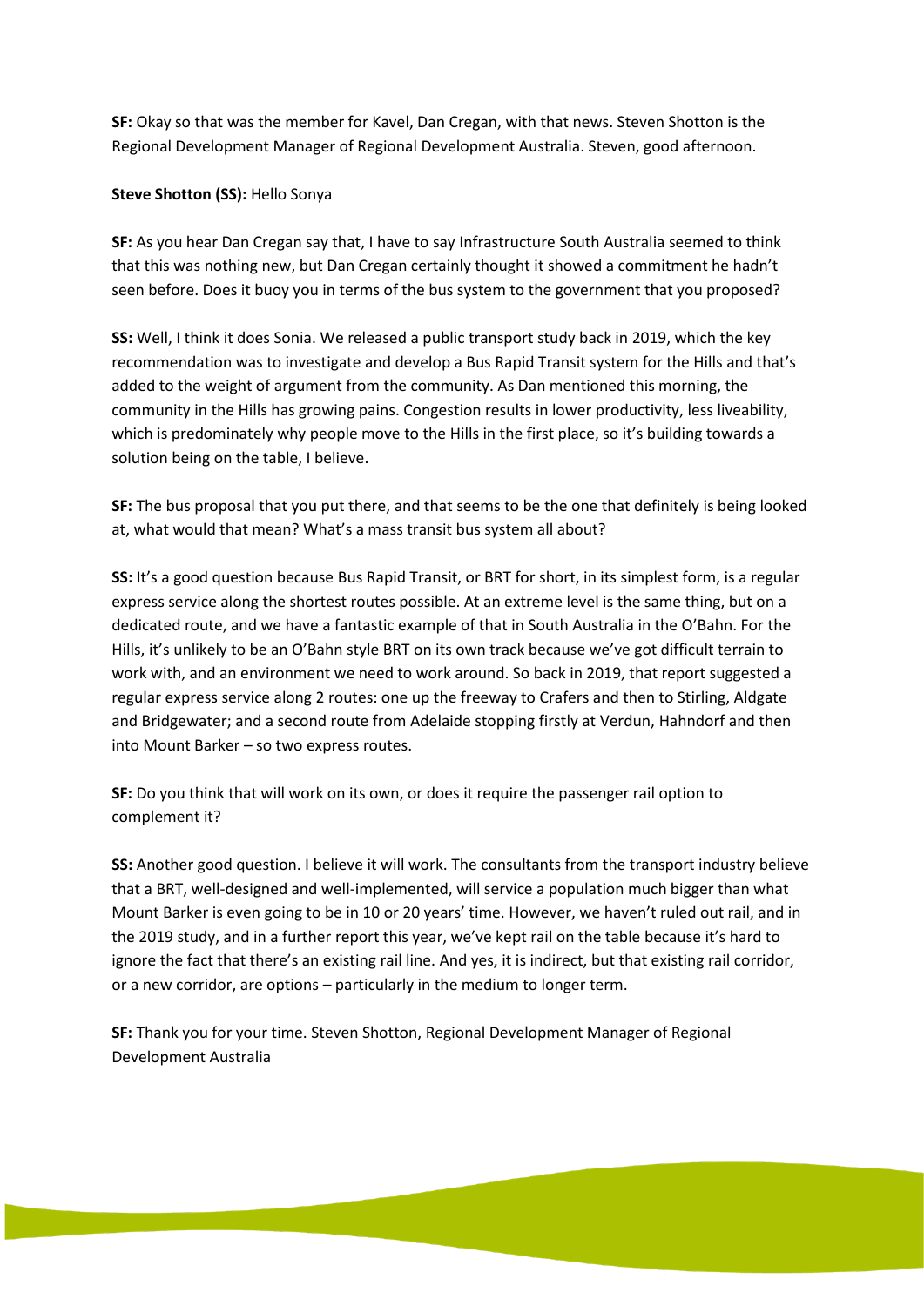**SF:** Okay so that was the member for Kavel, Dan Cregan, with that news. Steven Shotton is the Regional Development Manager of Regional Development Australia. Steven, good afternoon.

**Steve Shotton (SS):** Hello Sonya

**SF:** As you hear Dan Cregan say that, I have to say Infrastructure South Australia seemed to think that this was nothing new, but Dan Cregan certainly thought it showed a commitment he hadn't seen before. Does it buoy you in terms of the bus system to the government that you proposed?

**SS:** Well, I think it does Sonia. We released a public transport study back in 2019, which the key recommendation was to investigate and develop a Bus Rapid Transit system for the Hills and that's added to the weight of argument from the community. As Dan mentioned this morning, the community in the Hills has growing pains. Congestion results in lower productivity, less liveability, which is predominately why people move to the Hills in the first place, so it's building towards a solution being on the table, I believe.

**SF:** The bus proposal that you put there, and that seems to be the one that definitely is being looked at, what would that mean? What's a mass transit bus system all about?

**SS:** It's a good question because Bus Rapid Transit, or BRT for short, in its simplest form, is a regular express service along the shortest routes possible. At an extreme level is the same thing, but on a dedicated route, and we have a fantastic example of that in South Australia in the O'Bahn. For the Hills, it's unlikely to be an O'Bahn style BRT on its own track because we've got difficult terrain to work with, and an environment we need to work around. So back in 2019, that report suggested a regular express service along 2 routes: one up the freeway to Crafers and then to Stirling, Aldgate and Bridgewater; and a second route from Adelaide stopping firstly at Verdun, Hahndorf and then into Mount Barker – so two express routes.

**SF:** Do you think that will work on its own, or does it require the passenger rail option to complement it?

**SS:** Another good question. I believe it will work. The consultants from the transport industry believe that a BRT, well-designed and well-implemented, will service a population much bigger than what Mount Barker is even going to be in 10 or 20 years' time. However, we haven't ruled out rail, and in the 2019 study, and in a further report this year, we've kept rail on the table because it's hard to ignore the fact that there's an existing rail line. And yes, it is indirect, but that existing rail corridor, or a new corridor, are options – particularly in the medium to longer term.

**SF:** Thank you for your time. Steven Shotton, Regional Development Manager of Regional Development Australia